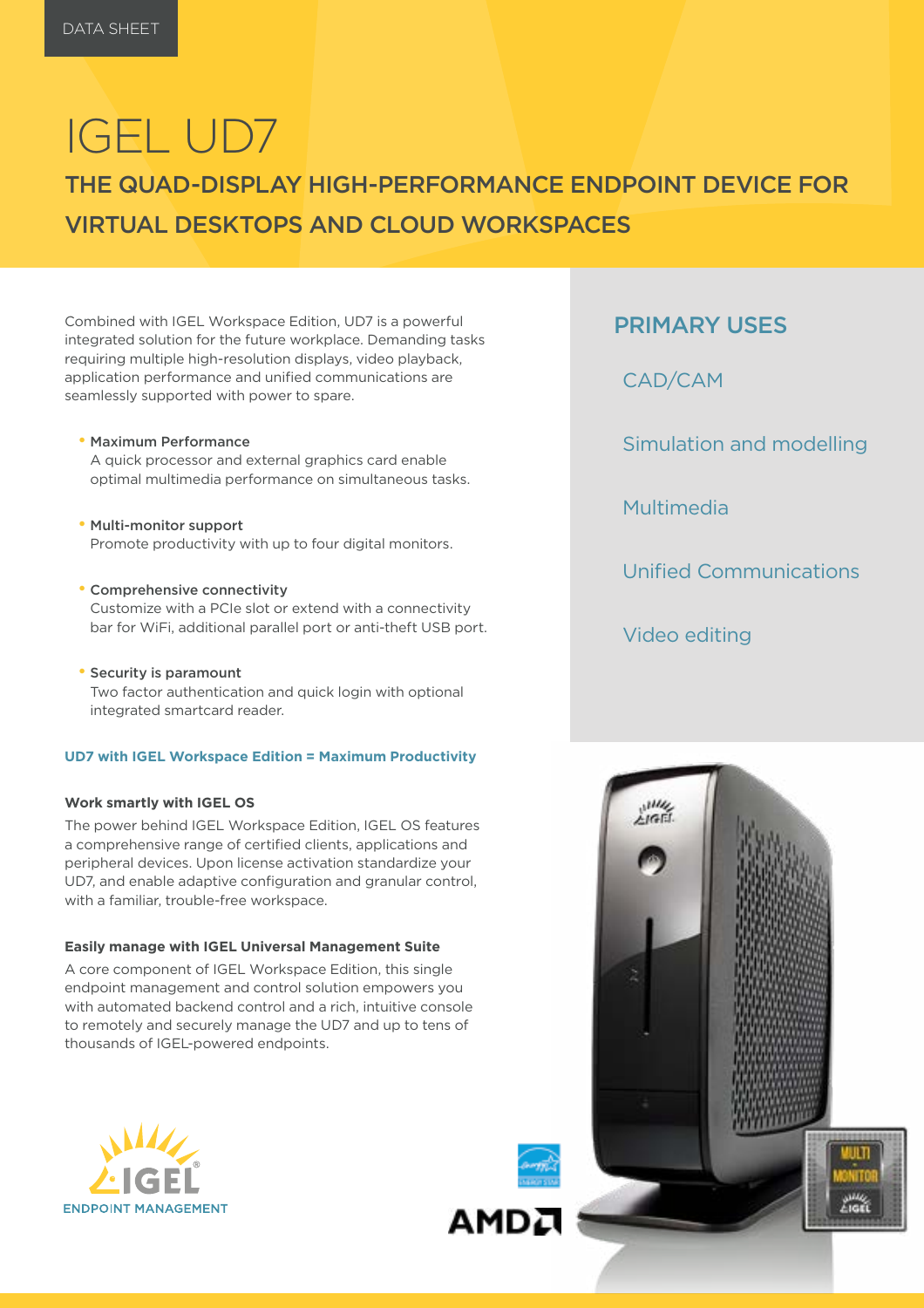DATA SHEET

# IGEL UD7

## THE QUAD-DISPLAY HIGH-PERFORMANCE ENDPOINT DEVICE FOR VIRTUAL DESKTOPS AND CLOUD WORKSPACES

Combined with IGEL Workspace Edition, UD7 is a powerful integrated solution for the future workplace. Demanding tasks requiring multiple high-resolution displays, video playback, application performance and unified communications are seamlessly supported with power to spare.

- **Maximum Performance**
  A quick processor and external graphics card enable optimal multimedia performance on simultaneous tasks.

- **Multi-monitor support**
  Promote productivity with up to four digital monitors.

- **Comprehensive connectivity**
  Customize with a PCIe slot or extend with a connectivity bar for WiFi, additional parallel port or anti-theft USB port.

- **Security is paramount**
  Two factor authentication and quick login with optional integrated smartcard reader.

**UD7 with IGEL Workspace Edition = Maximum Productivity**

**Work smartly with IGEL OS**

The power behind IGEL Workspace Edition, IGEL OS features a comprehensive range of certified clients, applications and peripheral devices. Upon license activation standardize your UD7, and enable adaptive configuration and granular control, with a familiar, trouble-free workspace.

**Easily manage with IGEL Universal Management Suite**

A core component of IGEL Workspace Edition, this single endpoint management and control solution empowers you with automated backend control and a rich, intuitive console to remotely and securely manage the UD7 and up to tens of thousands of IGEL-powered endpoints.

## PRIMARY USES

- CAD/CAM
- Simulation and modelling
- Multimedia
- Unified Communications
- Video editing

IGEL ENDPOINT MANAGEMENT

AMD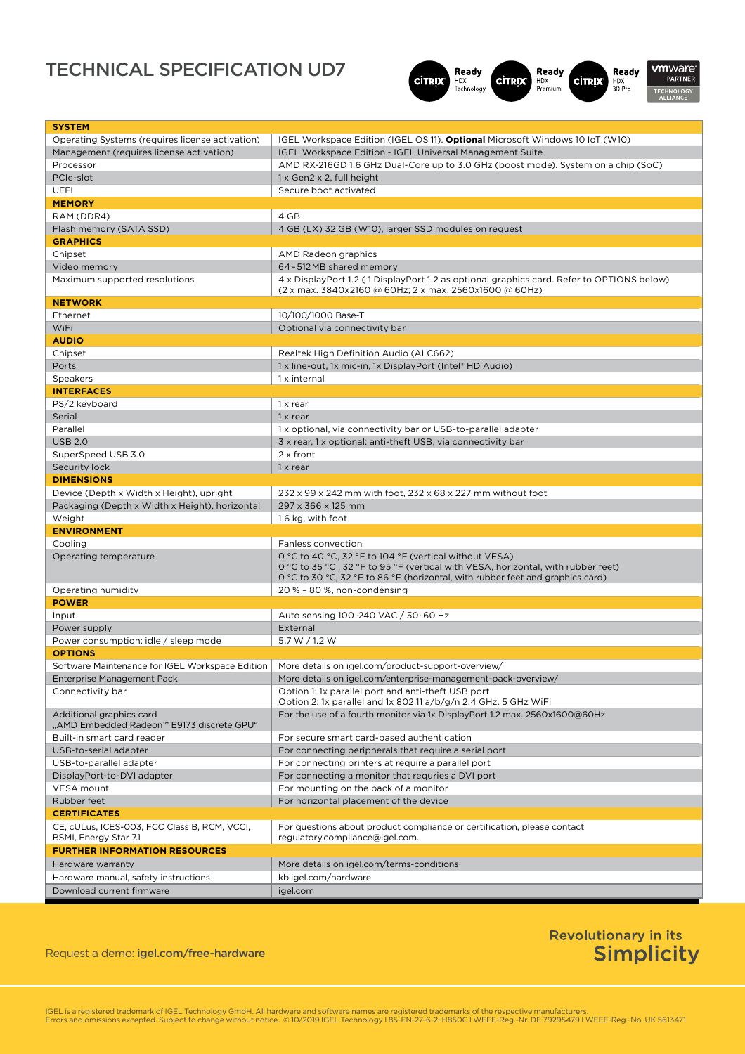# TECHNICAL SPECIFICATION UD7

| | |
|---|---|
| **SYSTEM** | |
| Operating Systems (requires license activation) | IGEL Workspace Edition (IGEL OS 11). **Optional** Microsoft Windows 10 IoT (W10) |
| Management (requires license activation) | IGEL Workspace Edition - IGEL Universal Management Suite |
| Processor | AMD RX-216GD 1.6 GHz Dual-Core up to 3.0 GHz (boost mode). System on a chip (SoC) |
| PCIe-slot | 1 x Gen2 x 2, full height |
| UEFI | Secure boot activated |
| **MEMORY** | |
| RAM (DDR4) | 4 GB |
| Flash memory (SATA SSD) | 4 GB (LX) 32 GB (W10), larger SSD modules on request |
| **GRAPHICS** | |
| Chipset | AMD Radeon graphics |
| Video memory | 64–512 MB shared memory |
| Maximum supported resolutions | 4 x DisplayPort 1.2 ( 1 DisplayPort 1.2 as optional graphics card. Refer to OPTIONS below) (2 x max. 3840x2160 @ 60Hz; 2 x max. 2560x1600 @ 60Hz) |
| **NETWORK** | |
| Ethernet | 10/100/1000 Base-T |
| WiFi | Optional via connectivity bar |
| **AUDIO** | |
| Chipset | Realtek High Definition Audio (ALC662) |
| Ports | 1 x line-out, 1x mic-in, 1x DisplayPort (Intel® HD Audio) |
| Speakers | 1 x internal |
| **INTERFACES** | |
| PS/2 keyboard | 1 x rear |
| Serial | 1 x rear |
| Parallel | 1 x optional, via connectivity bar or USB-to-parallel adapter |
| USB 2.0 | 3 x rear, 1 x optional: anti-theft USB, via connectivity bar |
| SuperSpeed USB 3.0 | 2 x front |
| Security lock | 1 x rear |
| **DIMENSIONS** | |
| Device (Depth x Width x Height), upright | 232 x 99 x 242 mm with foot, 232 x 68 x 227 mm without foot |
| Packaging (Depth x Width x Height), horizontal | 297 x 366 x 125 mm |
| Weight | 1.6 kg, with foot |
| **ENVIRONMENT** | |
| Cooling | Fanless convection |
| Operating temperature | 0 °C to 40 °C, 32 °F to 104 °F (vertical without VESA) 0 °C to 35 °C , 32 °F to 95 °F (vertical with VESA, horizontal, with rubber feet) 0 °C to 30 °C, 32 °F to 86 °F (horizontal, with rubber feet and graphics card) |
| Operating humidity | 20 % – 80 %, non-condensing |
| **POWER** | |
| Input | Auto sensing 100-240 VAC / 50-60 Hz |
| Power supply | External |
| Power consumption: idle / sleep mode | 5.7 W / 1.2 W |
| **OPTIONS** | |
| Software Maintenance for IGEL Workspace Edition | More details on igel.com/product-support-overview/ |
| Enterprise Management Pack | More details on igel.com/enterprise-management-pack-overview/ |
| Connectivity bar | Option 1: 1x parallel port and anti-theft USB port Option 2: 1x parallel and 1x 802.11 a/b/g/n 2.4 GHz, 5 GHz WiFi |
| Additional graphics card „AMD Embedded Radeon™ E9173 discrete GPU“ | For the use of a fourth monitor via 1x DisplayPort 1.2 max. 2560x1600@60Hz |
| Built-in smart card reader | For secure smart card-based authentication |
| USB-to-serial adapter | For connecting peripherals that require a serial port |
| USB-to-parallel adapter | For connecting printers at require a parallel port |
| DisplayPort-to-DVI adapter | For connecting a monitor that requries a DVI port |
| VESA mount | For mounting on the back of a monitor |
| Rubber feet | For horizontal placement of the device |
| **CERTIFICATES** | |
| CE, cULus, ICES-003, FCC Class B, RCM, VCCI, BSMI, Energy Star 7.1 | For questions about product compliance or certification, please contact regulatory.compliance@igel.com. |
| **FURTHER INFORMATION RESOURCES** | |
| Hardware warranty | More details on igel.com/terms-conditions |
| Hardware manual, safety instructions | kb.igel.com/hardware |
| Download current firmware | igel.com |

Request a demo: **igel.com/free-hardware**

Revolutionary in its **Simplicity**

IGEL is a registered trademark of IGEL Technology GmbH. All hardware and software names are registered trademarks of the respective manufacturers. Errors and omissions excepted. Subject to change without notice. © 10/2019 IGEL Technology I 85-EN-27-6-2I H850C I WEEE-Reg.-Nr. DE 79295479 I WEEE-Reg.-No. UK 5613471